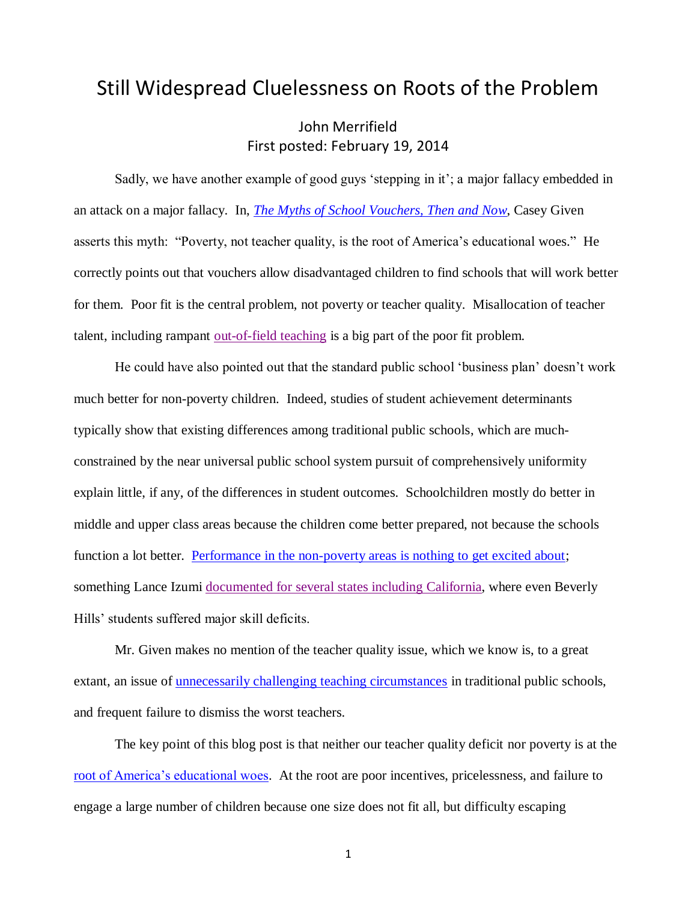# Still Widespread Cluelessness on Roots of the Problem

John Merrifield
First posted: February 19, 2014

Sadly, we have another example of good guys 'stepping in it'; a major fallacy embedded in an attack on a major fallacy. In, *The Myths of School Vouchers, Then and Now*, Casey Given asserts this myth: "Poverty, not teacher quality, is the root of America's educational woes." He correctly points out that vouchers allow disadvantaged children to find schools that will work better for them. Poor fit is the central problem, not poverty or teacher quality. Misallocation of teacher talent, including rampant out-of-field teaching is a big part of the poor fit problem.

He could have also pointed out that the standard public school 'business plan' doesn't work much better for non-poverty children. Indeed, studies of student achievement determinants typically show that existing differences among traditional public schools, which are much-constrained by the near universal public school system pursuit of comprehensively uniformity explain little, if any, of the differences in student outcomes. Schoolchildren mostly do better in middle and upper class areas because the children come better prepared, not because the schools function a lot better. Performance in the non-poverty areas is nothing to get excited about; something Lance Izumi documented for several states including California, where even Beverly Hills' students suffered major skill deficits.

Mr. Given makes no mention of the teacher quality issue, which we know is, to a great extant, an issue of unnecessarily challenging teaching circumstances in traditional public schools, and frequent failure to dismiss the worst teachers.

The key point of this blog post is that neither our teacher quality deficit nor poverty is at the root of America's educational woes. At the root are poor incentives, pricelessness, and failure to engage a large number of children because one size does not fit all, but difficulty escaping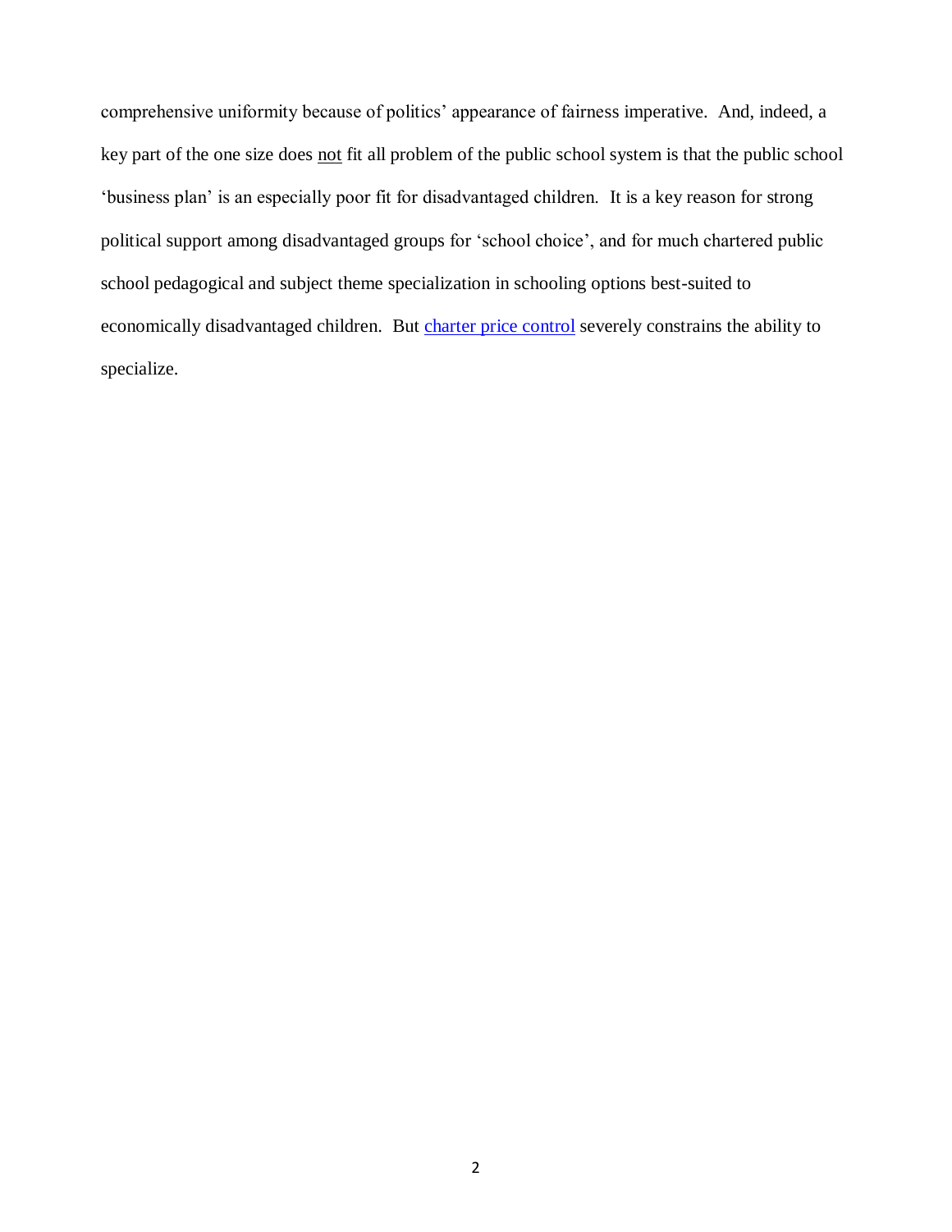comprehensive uniformity because of politics' appearance of fairness imperative. And, indeed, a key part of the one size does <u>not</u> fit all problem of the public school system is that the public school 'business plan' is an especially poor fit for disadvantaged children. It is a key reason for strong political support among disadvantaged groups for 'school choice', and for much chartered public school pedagogical and subject theme specialization in schooling options best-suited to economically disadvantaged children. But charter price control severely constrains the ability to specialize.